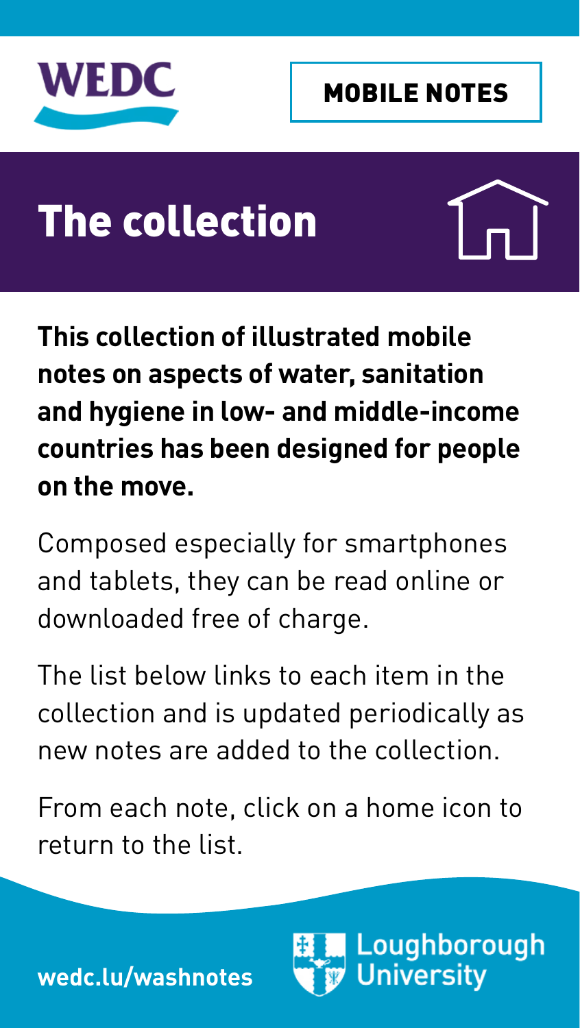WEDC

MOBILE NOTES

# The collection

**This collection of illustrated mobile notes on aspects of water, sanitation and hygiene in low- and middle-income countries has been designed for people on the move.**

Composed especially for smartphones and tablets, they can be read online or downloaded free of charge.

The list below links to each item in the collection and is updated periodically as new notes are added to the collection.

From each note, click on a home icon to return to the list.

wedc.lu/washnotes

Loughborough University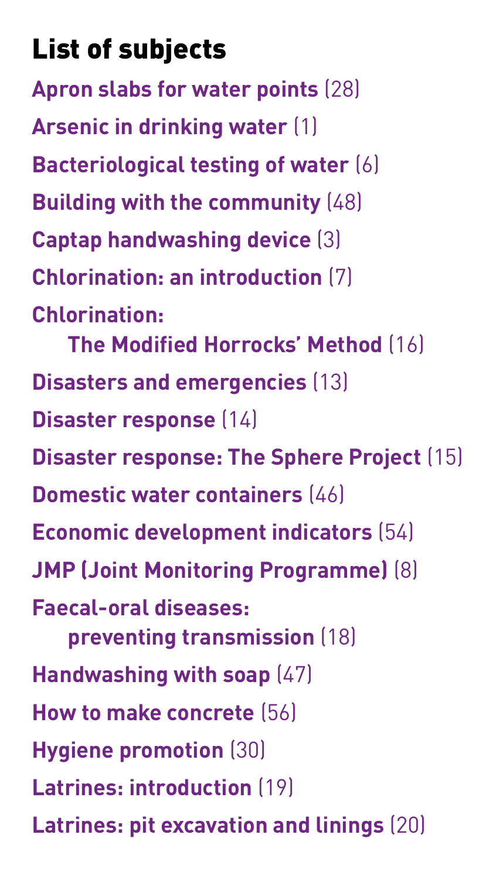# List of subjects

**Apron slabs for water points** (28)

**Arsenic in drinking water** (1)

**Bacteriological testing of water** (6)

**Building with the community** (48)

**Captap handwashing device** (3)

**Chlorination: an introduction** (7)

**Chlorination: The Modified Horrocks' Method** (16)

**Disasters and emergencies** (13)

**Disaster response** (14)

**Disaster response: The Sphere Project** (15)

**Domestic water containers** (46)

**Economic development indicators** (54)

**JMP (Joint Monitoring Programme)** (8)

**Faecal-oral diseases: preventing transmission** (18)

**Handwashing with soap** (47)

**How to make concrete** (56)

**Hygiene promotion** (30)

**Latrines: introduction** (19)

**Latrines: pit excavation and linings** (20)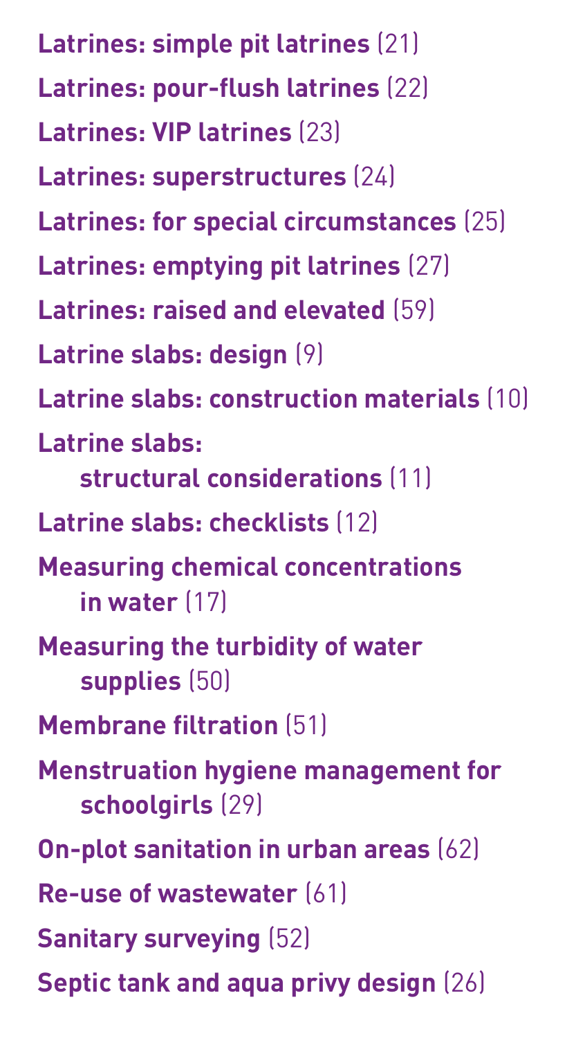**Latrines: simple pit latrines** (21)

**Latrines: pour-flush latrines** (22)

**Latrines: VIP latrines** (23)

**Latrines: superstructures** (24)

**Latrines: for special circumstances** (25)

**Latrines: emptying pit latrines** (27)

**Latrines: raised and elevated** (59)

**Latrine slabs: design** (9)

**Latrine slabs: construction materials** (10)

**Latrine slabs: structural considerations** (11)

**Latrine slabs: checklists** (12)

**Measuring chemical concentrations in water** (17)

**Measuring the turbidity of water supplies** (50)

**Membrane filtration** (51)

**Menstruation hygiene management for schoolgirls** (29)

**On-plot sanitation in urban areas** (62)

**Re-use of wastewater** (61)

**Sanitary surveying** (52)

**Septic tank and aqua privy design** (26)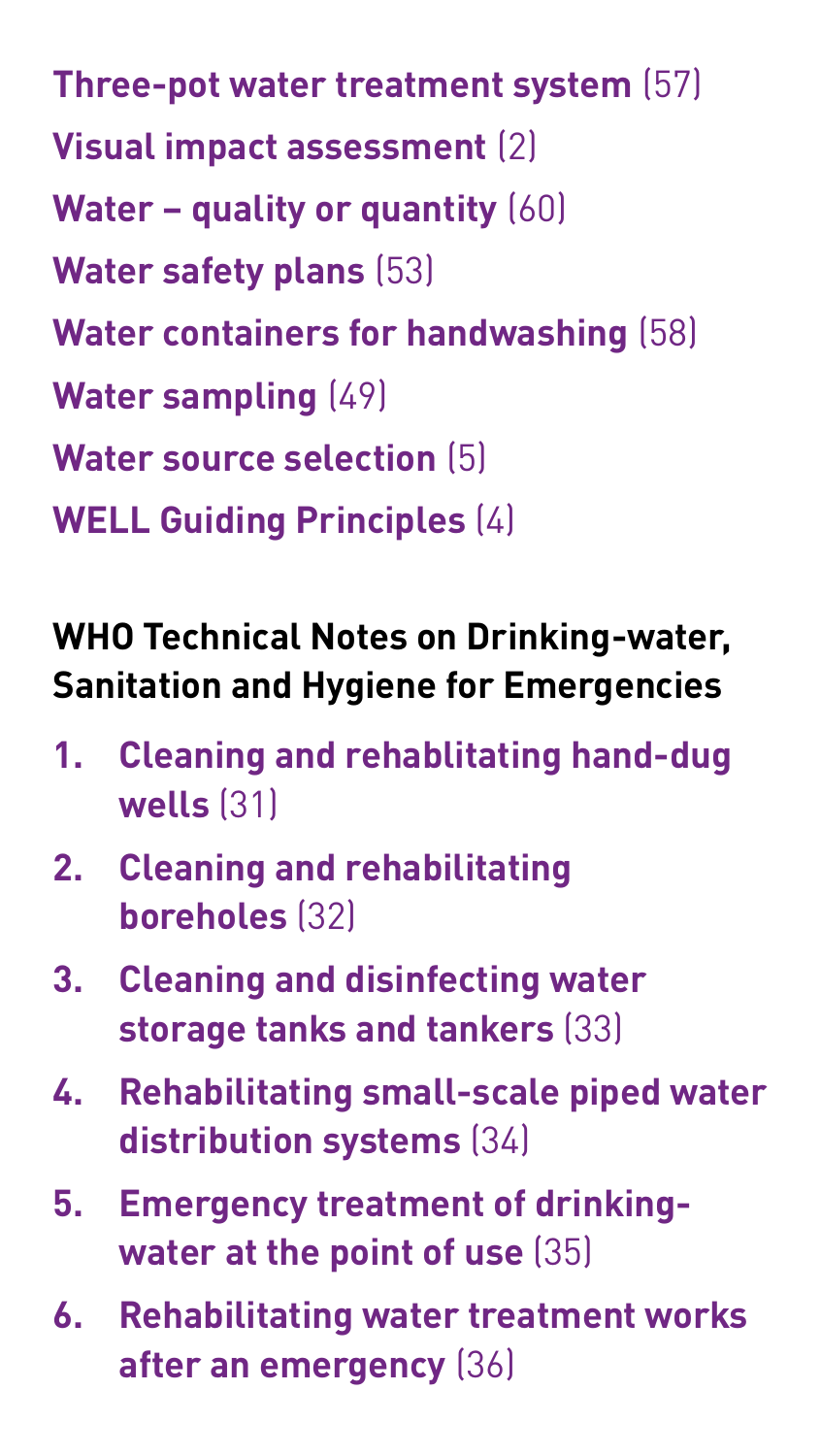**Three-pot water treatment system** (57)

**Visual impact assessment** (2)

**Water – quality or quantity** (60)

**Water safety plans** (53)

**Water containers for handwashing** (58)

**Water sampling** (49)

**Water source selection** (5)

**WELL Guiding Principles** (4)

**WHO Technical Notes on Drinking-water, Sanitation and Hygiene for Emergencies**

1. **Cleaning and rehablitating hand-dug wells** (31)
2. **Cleaning and rehabilitating boreholes** (32)
3. **Cleaning and disinfecting water storage tanks and tankers** (33)
4. **Rehabilitating small-scale piped water distribution systems** (34)
5. **Emergency treatment of drinking-water at the point of use** (35)
6. **Rehabilitating water treatment works after an emergency** (36)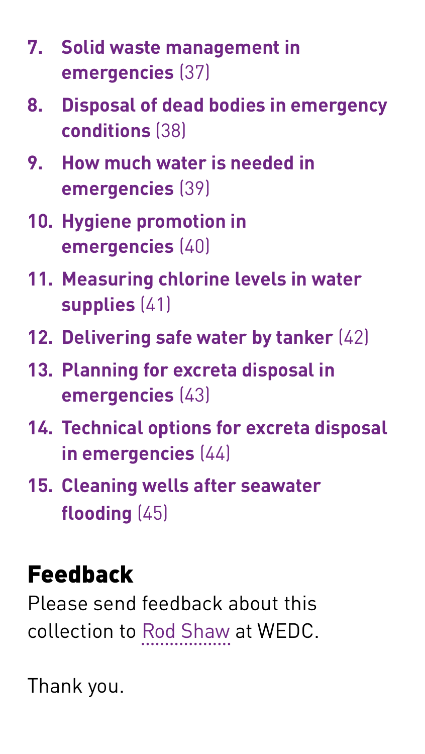7. **Solid waste management in emergencies** (37)
8. **Disposal of dead bodies in emergency conditions** (38)
9. **How much water is needed in emergencies** (39)
10. **Hygiene promotion in emergencies** (40)
11. **Measuring chlorine levels in water supplies** (41)
12. **Delivering safe water by tanker** (42)
13. **Planning for excreta disposal in emergencies** (43)
14. **Technical options for excreta disposal in emergencies** (44)
15. **Cleaning wells after seawater flooding** (45)

## Feedback

Please send feedback about this collection to Rod Shaw at WEDC.

Thank you.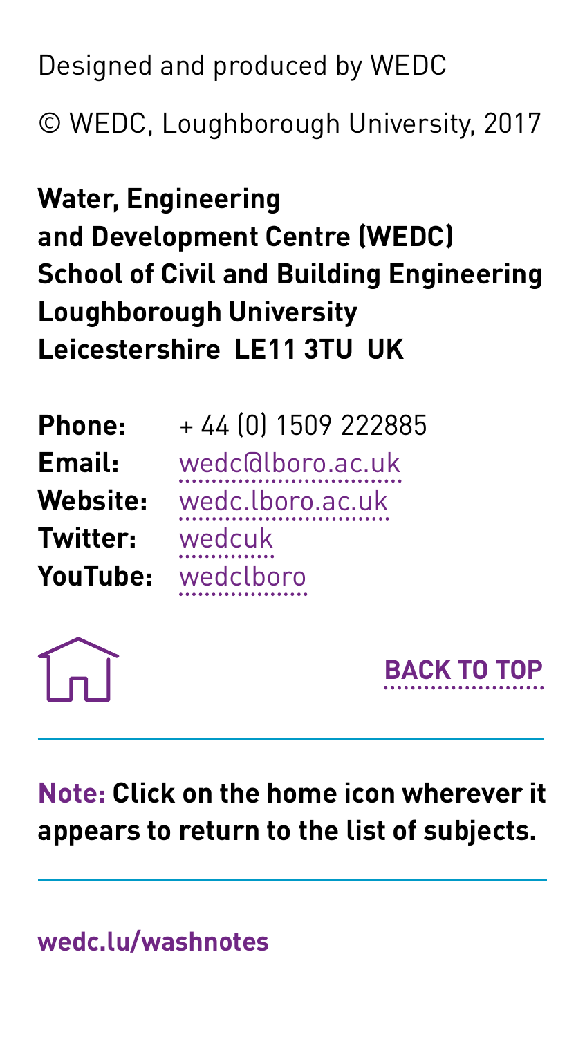Designed and produced by WEDC

© WEDC, Loughborough University, 2017

**Water, Engineering**
**and Development Centre (WEDC)**
**School of Civil and Building Engineering**
**Loughborough University**
**Leicestershire LE11 3TU UK**

| | |
|---|---|
| **Phone:** | + 44 (0) 1509 222885 |
| **Email:** | wedc@lboro.ac.uk |
| **Website:** | wedc.lboro.ac.uk |
| **Twitter:** | wedcuk |
| **YouTube:** | wedclboro |

**BACK TO TOP**

---

**Note: Click on the home icon wherever it appears to return to the list of subjects.**

---

**wedc.lu/washnotes**